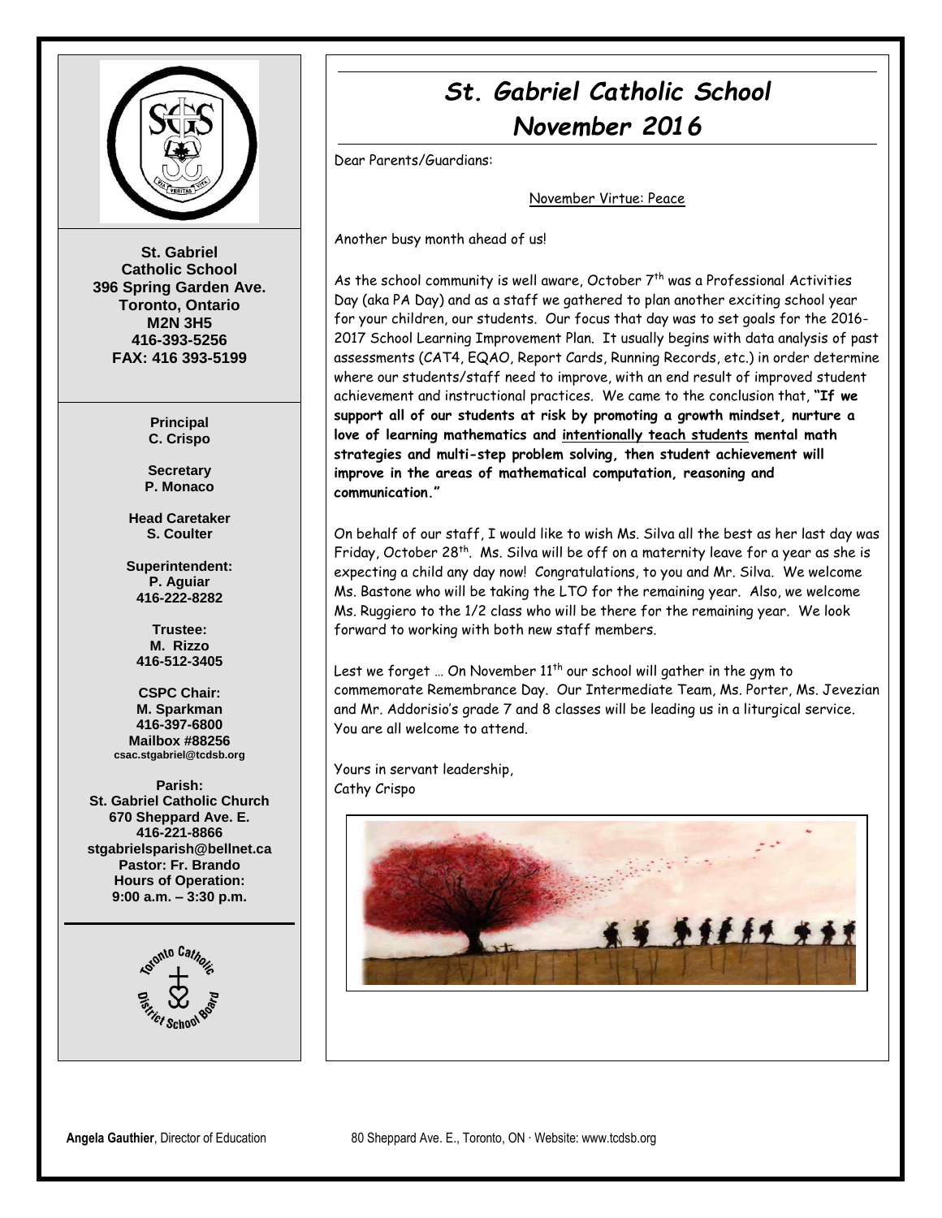# St. Gabriel Catholic School
## November 2016

**St. Gabriel Catholic School**
**396 Spring Garden Ave.**
**Toronto, Ontario**
**M2N 3H5**
**416-393-5256**
**FAX: 416 393-5199**

**Principal**
**C. Crispo**

**Secretary**
**P. Monaco**

**Head Caretaker**
**S. Coulter**

**Superintendent:**
**P. Aguiar**
**416-222-8282**

**Trustee:**
**M. Rizzo**
**416-512-3405**

**CSPC Chair:**
**M. Sparkman**
**416-397-6800**
**Mailbox #88256**
**csac.stgabriel@tcdsb.org**

**Parish:**
**St. Gabriel Catholic Church**
**670 Sheppard Ave. E.**
**416-221-8866**
**stgabrielsparish@bellnet.ca**
**Pastor: Fr. Brando**
**Hours of Operation:**
**9:00 a.m. – 3:30 p.m.**

Dear Parents/Guardians:

November Virtue: Peace

Another busy month ahead of us!

As the school community is well aware, October 7th was a Professional Activities Day (aka PA Day) and as a staff we gathered to plan another exciting school year for your children, our students. Our focus that day was to set goals for the 2016-2017 School Learning Improvement Plan. It usually begins with data analysis of past assessments (CAT4, EQAO, Report Cards, Running Records, etc.) in order determine where our students/staff need to improve, with an end result of improved student achievement and instructional practices. We came to the conclusion that, **"If we support all of our students at risk by promoting a growth mindset, nurture a love of learning mathematics and intentionally teach students mental math strategies and multi-step problem solving, then student achievement will improve in the areas of mathematical computation, reasoning and communication."**

On behalf of our staff, I would like to wish Ms. Silva all the best as her last day was Friday, October 28th. Ms. Silva will be off on a maternity leave for a year as she is expecting a child any day now! Congratulations, to you and Mr. Silva. We welcome Ms. Bastone who will be taking the LTO for the remaining year. Also, we welcome Ms. Ruggiero to the 1/2 class who will be there for the remaining year. We look forward to working with both new staff members.

Lest we forget … On November 11th our school will gather in the gym to commemorate Remembrance Day. Our Intermediate Team, Ms. Porter, Ms. Jevezian and Mr. Addorisio's grade 7 and 8 classes will be leading us in a liturgical service. You are all welcome to attend.

Yours in servant leadership,
Cathy Crispo

**Angela Gauthier**, Director of Education — 80 Sheppard Ave. E., Toronto, ON · Website: www.tcdsb.org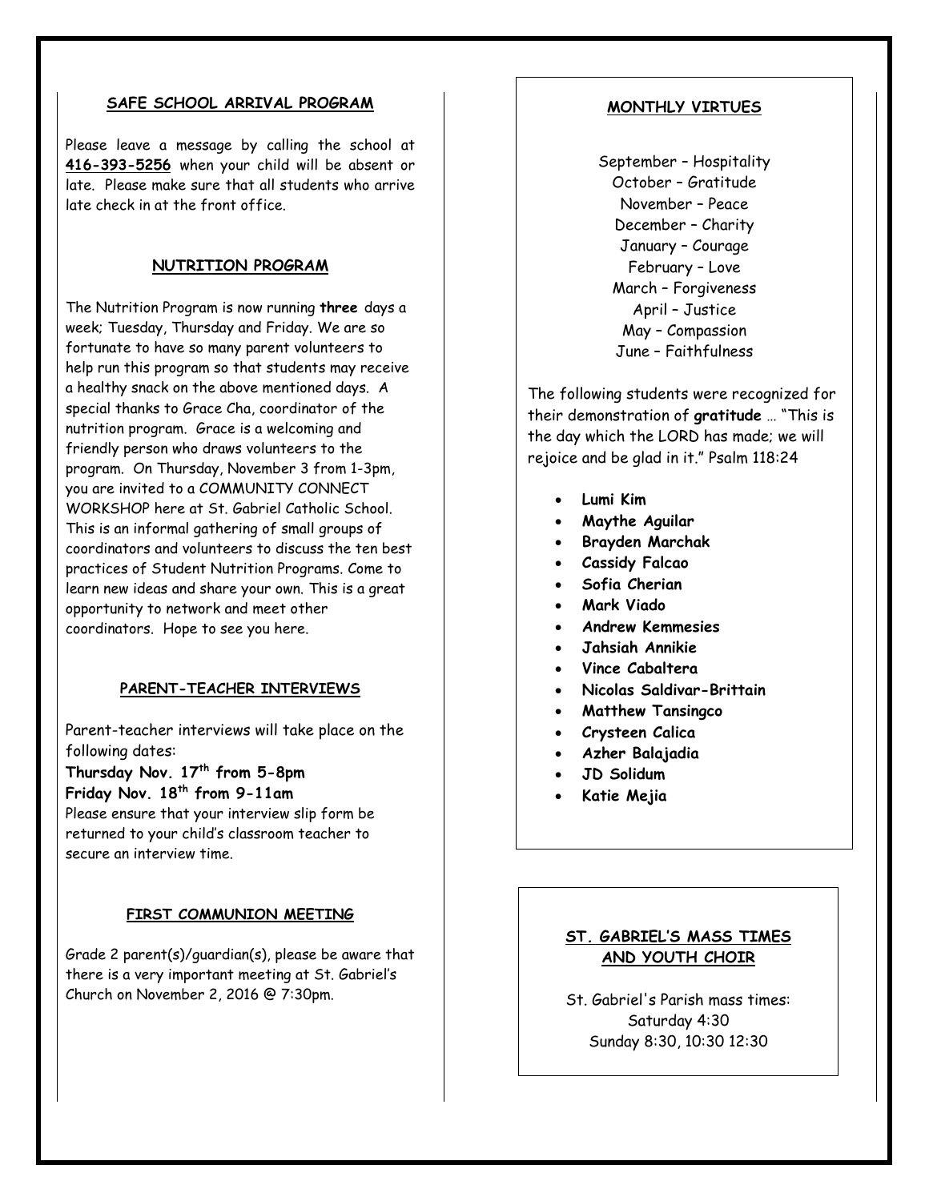## SAFE SCHOOL ARRIVAL PROGRAM

Please leave a message by calling the school at **416-393-5256** when your child will be absent or late. Please make sure that all students who arrive late check in at the front office.

## NUTRITION PROGRAM

The Nutrition Program is now running **three** days a week; Tuesday, Thursday and Friday. We are so fortunate to have so many parent volunteers to help run this program so that students may receive a healthy snack on the above mentioned days. A special thanks to Grace Cha, coordinator of the nutrition program. Grace is a welcoming and friendly person who draws volunteers to the program. On Thursday, November 3 from 1-3pm, you are invited to a COMMUNITY CONNECT WORKSHOP here at St. Gabriel Catholic School. This is an informal gathering of small groups of coordinators and volunteers to discuss the ten best practices of Student Nutrition Programs. Come to learn new ideas and share your own. This is a great opportunity to network and meet other coordinators. Hope to see you here.

## PARENT-TEACHER INTERVIEWS

Parent-teacher interviews will take place on the following dates:

**Thursday Nov. 17th from 5-8pm**
**Friday Nov. 18th from 9-11am**

Please ensure that your interview slip form be returned to your child's classroom teacher to secure an interview time.

## FIRST COMMUNION MEETING

Grade 2 parent(s)/guardian(s), please be aware that there is a very important meeting at St. Gabriel's Church on November 2, 2016 @ 7:30pm.

## MONTHLY VIRTUES

September – Hospitality
October – Gratitude
November – Peace
December – Charity
January – Courage
February – Love
March – Forgiveness
April – Justice
May – Compassion
June – Faithfulness

The following students were recognized for their demonstration of **gratitude** … "This is the day which the LORD has made; we will rejoice and be glad in it." Psalm 118:24

- **Lumi Kim**
- **Maythe Aguilar**
- **Brayden Marchak**
- **Cassidy Falcao**
- **Sofia Cherian**
- **Mark Viado**
- **Andrew Kemmesies**
- **Jahsiah Annikie**
- **Vince Cabaltera**
- **Nicolas Saldivar-Brittain**
- **Matthew Tansingco**
- **Crysteen Calica**
- **Azher Balajadia**
- **JD Solidum**
- **Katie Mejia**

## ST. GABRIEL'S MASS TIMES AND YOUTH CHOIR

St. Gabriel's Parish mass times:
Saturday 4:30
Sunday 8:30, 10:30 12:30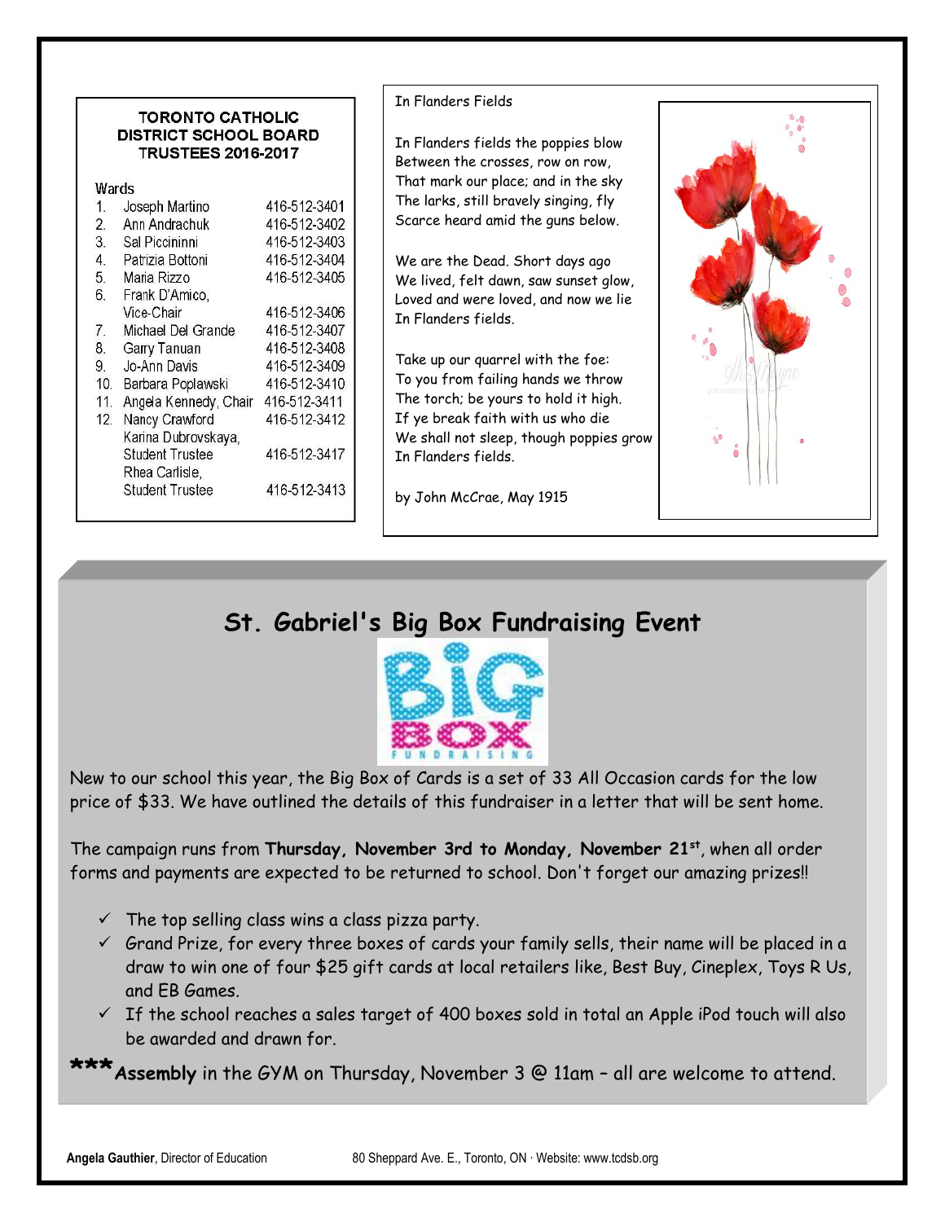**TORONTO CATHOLIC DISTRICT SCHOOL BOARD TRUSTEES 2016-2017**

| Wards | | |
|---|---|---|
| 1. | Joseph Martino | 416-512-3401 |
| 2. | Ann Andrachuk | 416-512-3402 |
| 3. | Sal Piccininni | 416-512-3403 |
| 4. | Patrizia Bottoni | 416-512-3404 |
| 5. | Maria Rizzo | 416-512-3405 |
| 6. | Frank D'Amico, Vice-Chair | 416-512-3406 |
| 7. | Michael Del Grande | 416-512-3407 |
| 8. | Garry Tanuan | 416-512-3408 |
| 9. | Jo-Ann Davis | 416-512-3409 |
| 10. | Barbara Poplawski | 416-512-3410 |
| 11. | Angela Kennedy, Chair | 416-512-3411 |
| 12. | Nancy Crawford | 416-512-3412 |
| | Karina Dubrovskaya, Student Trustee | 416-512-3417 |
| | Rhea Carlisle, Student Trustee | 416-512-3413 |

In Flanders Fields

In Flanders fields the poppies blow
Between the crosses, row on row,
That mark our place; and in the sky
The larks, still bravely singing, fly
Scarce heard amid the guns below.

We are the Dead. Short days ago
We lived, felt dawn, saw sunset glow,
Loved and were loved, and now we lie
In Flanders fields.

Take up our quarrel with the foe:
To you from failing hands we throw
The torch; be yours to hold it high.
If ye break faith with us who die
We shall not sleep, though poppies grow
In Flanders fields.

by John McCrae, May 1915

## St. Gabriel's Big Box Fundraising Event

BIG BOX FUNDRAISING

New to our school this year, the Big Box of Cards is a set of 33 All Occasion cards for the low price of $33. We have outlined the details of this fundraiser in a letter that will be sent home.

The campaign runs from **Thursday, November 3rd to Monday, November 21st**, when all order forms and payments are expected to be returned to school. Don't forget our amazing prizes!!

- ✓ The top selling class wins a class pizza party.
- ✓ Grand Prize, for every three boxes of cards your family sells, their name will be placed in a draw to win one of four $25 gift cards at local retailers like, Best Buy, Cineplex, Toys R Us, and EB Games.
- ✓ If the school reaches a sales target of 400 boxes sold in total an Apple iPod touch will also be awarded and drawn for.

*****Assembly** in the GYM on Thursday, November 3 @ 11am – all are welcome to attend.

**Angela Gauthier**, Director of Education 80 Sheppard Ave. E., Toronto, ON · Website: www.tcdsb.org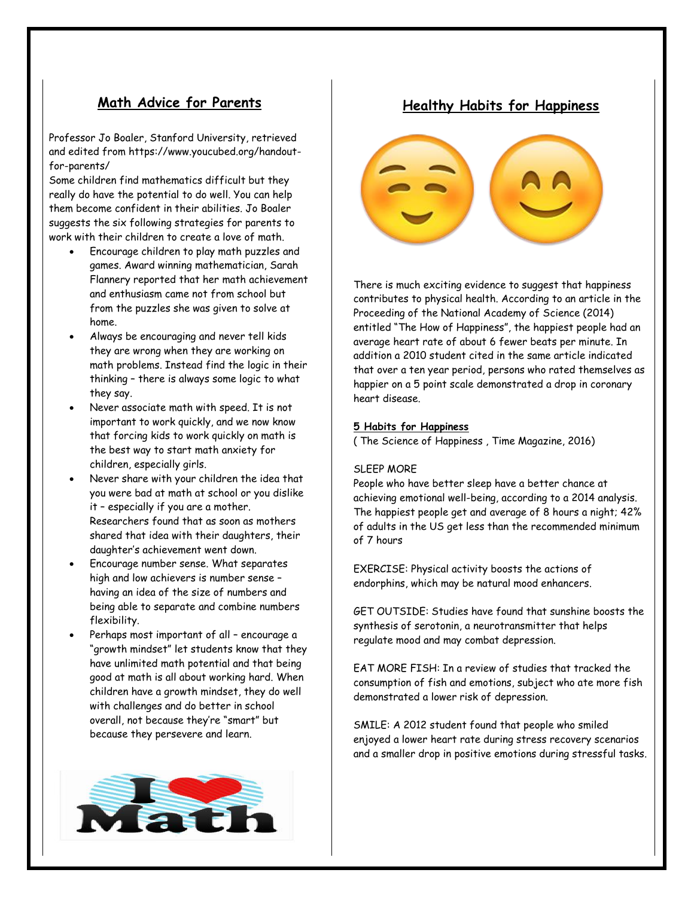## Math Advice for Parents

Professor Jo Boaler, Stanford University, retrieved and edited from https://www.youcubed.org/handout-for-parents/

Some children find mathematics difficult but they really do have the potential to do well. You can help them become confident in their abilities. Jo Boaler suggests the six following strategies for parents to work with their children to create a love of math.

- Encourage children to play math puzzles and games. Award winning mathematician, Sarah Flannery reported that her math achievement and enthusiasm came not from school but from the puzzles she was given to solve at home.
- Always be encouraging and never tell kids they are wrong when they are working on math problems. Instead find the logic in their thinking – there is always some logic to what they say.
- Never associate math with speed. It is not important to work quickly, and we now know that forcing kids to work quickly on math is the best way to start math anxiety for children, especially girls.
- Never share with your children the idea that you were bad at math at school or you dislike it – especially if you are a mother. Researchers found that as soon as mothers shared that idea with their daughters, their daughter's achievement went down.
- Encourage number sense. What separates high and low achievers is number sense – having an idea of the size of numbers and being able to separate and combine numbers flexibility.
- Perhaps most important of all – encourage a "growth mindset" let students know that they have unlimited math potential and that being good at math is all about working hard. When children have a growth mindset, they do well with challenges and do better in school overall, not because they're "smart" but because they persevere and learn.

## Healthy Habits for Happiness

There is much exciting evidence to suggest that happiness contributes to physical health. According to an article in the Proceeding of the National Academy of Science (2014) entitled "The How of Happiness", the happiest people had an average heart rate of about 6 fewer beats per minute. In addition a 2010 student cited in the same article indicated that over a ten year period, persons who rated themselves as happier on a 5 point scale demonstrated a drop in coronary heart disease.

**5 Habits for Happiness**

( The Science of Happiness , Time Magazine, 2016)

SLEEP MORE

People who have better sleep have a better chance at achieving emotional well-being, according to a 2014 analysis. The happiest people get and average of 8 hours a night; 42% of adults in the US get less than the recommended minimum of 7 hours

EXERCISE: Physical activity boosts the actions of endorphins, which may be natural mood enhancers.

GET OUTSIDE: Studies have found that sunshine boosts the synthesis of serotonin, a neurotransmitter that helps regulate mood and may combat depression.

EAT MORE FISH: In a review of studies that tracked the consumption of fish and emotions, subject who ate more fish demonstrated a lower risk of depression.

SMILE: A 2012 student found that people who smiled enjoyed a lower heart rate during stress recovery scenarios and a smaller drop in positive emotions during stressful tasks.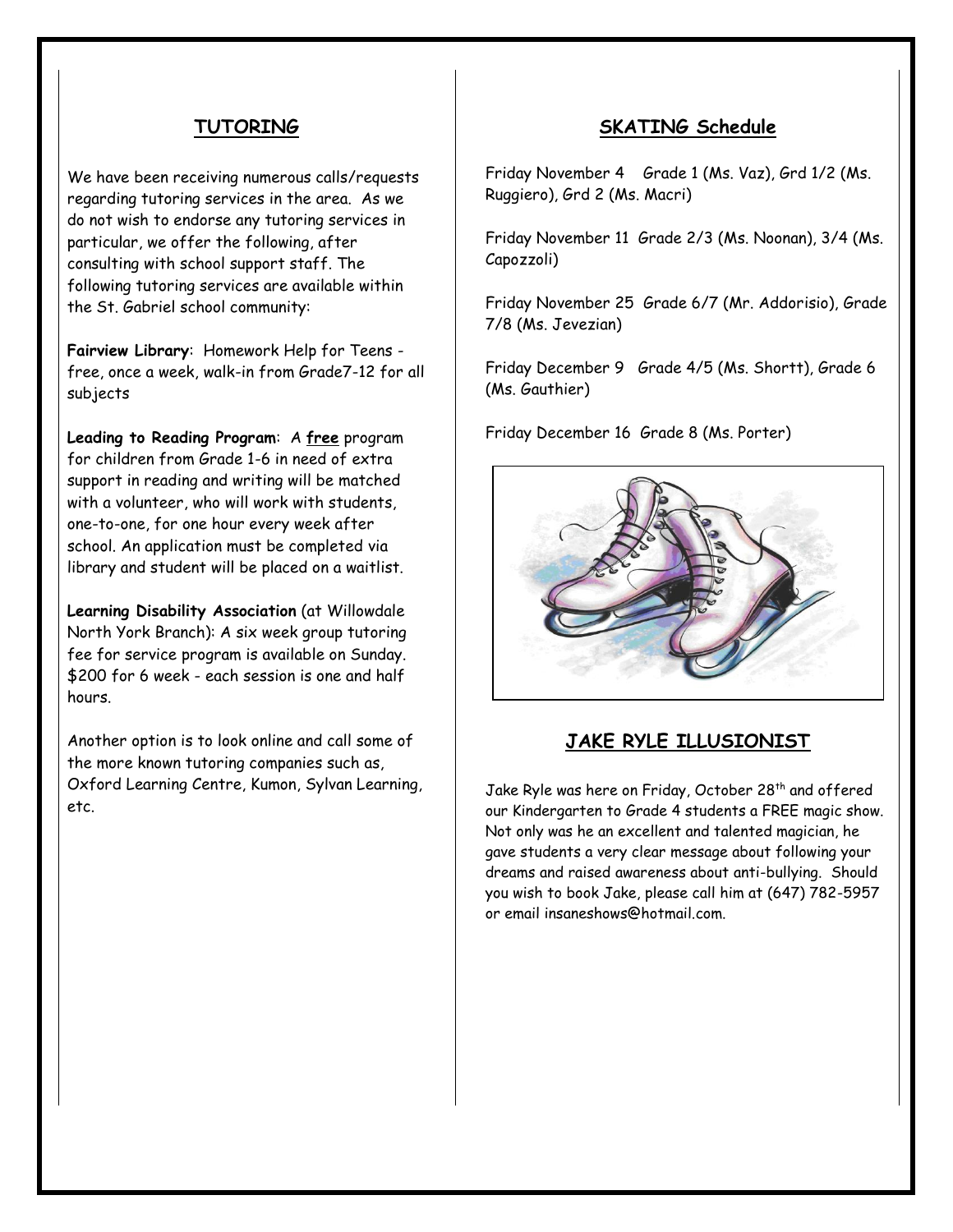## TUTORING

We have been receiving numerous calls/requests regarding tutoring services in the area. As we do not wish to endorse any tutoring services in particular, we offer the following, after consulting with school support staff. The following tutoring services are available within the St. Gabriel school community:

**Fairview Library**: Homework Help for Teens - free, once a week, walk-in from Grade7-12 for all subjects

**Leading to Reading Program**: A **free** program for children from Grade 1-6 in need of extra support in reading and writing will be matched with a volunteer, who will work with students, one-to-one, for one hour every week after school. An application must be completed via library and student will be placed on a waitlist.

**Learning Disability Association** (at Willowdale North York Branch): A six week group tutoring fee for service program is available on Sunday. $200 for 6 week - each session is one and half hours.

Another option is to look online and call some of the more known tutoring companies such as, Oxford Learning Centre, Kumon, Sylvan Learning, etc.

## SKATING Schedule

Friday November 4 Grade 1 (Ms. Vaz), Grd 1/2 (Ms. Ruggiero), Grd 2 (Ms. Macri)

Friday November 11 Grade 2/3 (Ms. Noonan), 3/4 (Ms. Capozzoli)

Friday November 25 Grade 6/7 (Mr. Addorisio), Grade 7/8 (Ms. Jevezian)

Friday December 9 Grade 4/5 (Ms. Shortt), Grade 6 (Ms. Gauthier)

Friday December 16 Grade 8 (Ms. Porter)

## JAKE RYLE ILLUSIONIST

Jake Ryle was here on Friday, October 28th and offered our Kindergarten to Grade 4 students a FREE magic show. Not only was he an excellent and talented magician, he gave students a very clear message about following your dreams and raised awareness about anti-bullying. Should you wish to book Jake, please call him at (647) 782-5957 or email insaneshows@hotmail.com.